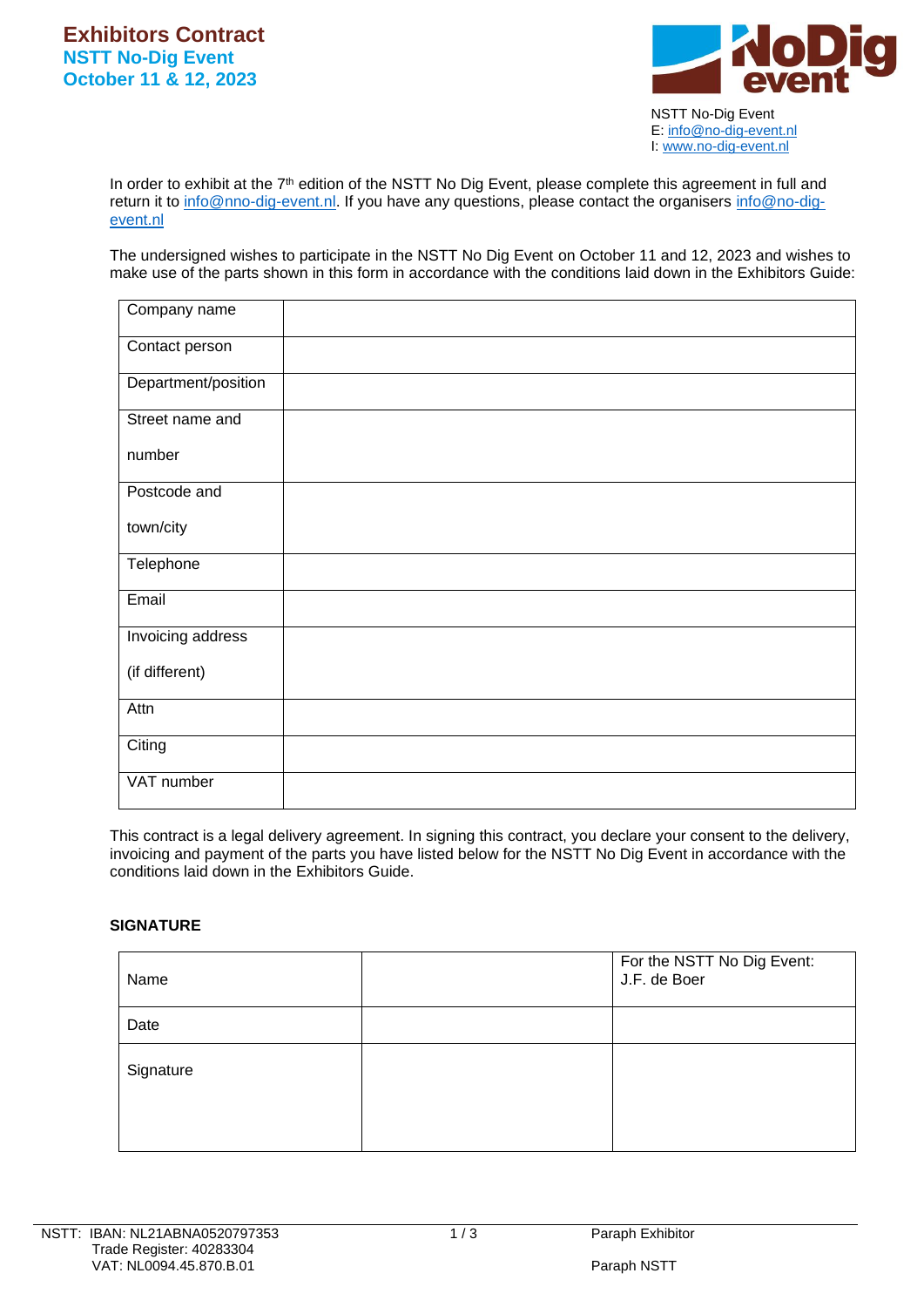# Exhibitors Contract

## NSTT No-Dig Event

## October 11 & 12, 2023

NSTT No-Dig Event
E: info@no-dig-event.nl
I: www.no-dig-event.nl

In order to exhibit at the 7th edition of the NSTT No Dig Event, please complete this agreement in full and return it to info@nno-dig-event.nl. If you have any questions, please contact the organisers info@no-dig-event.nl

The undersigned wishes to participate in the NSTT No Dig Event on October 11 and 12, 2023 and wishes to make use of the parts shown in this form in accordance with the conditions laid down in the Exhibitors Guide:

| | |
|---|---|
| Company name | |
| Contact person | |
| Department/position | |
| Street name and number | |
| Postcode and town/city | |
| Telephone | |
| Email | |
| Invoicing address (if different) | |
| Attn | |
| Citing | |
| VAT number | |

This contract is a legal delivery agreement. In signing this contract, you declare your consent to the delivery, invoicing and payment of the parts you have listed below for the NSTT No Dig Event in accordance with the conditions laid down in the Exhibitors Guide.

**SIGNATURE**

| | | |
|---|---|---|
| Name | | For the NSTT No Dig Event: J.F. de Boer |
| Date | | |
| Signature | | |

NSTT: IBAN: NL21ABNA0520797353
Trade Register: 40283304
VAT: NL0094.45.870.B.01

Paraph Exhibitor

Paraph NSTT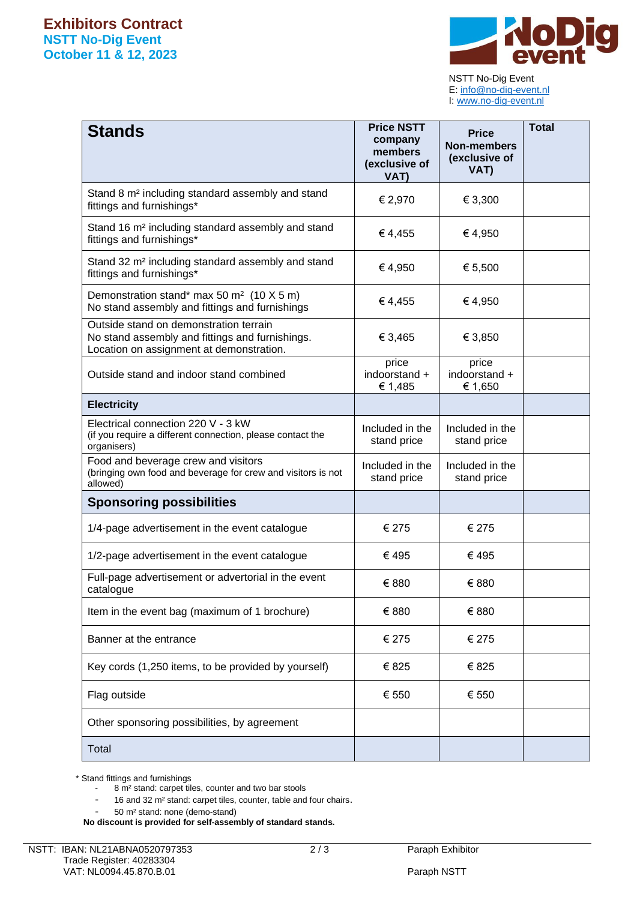# Exhibitors Contract

## NSTT No-Dig Event
## October 11 & 12, 2023

NSTT No-Dig Event
E: info@no-dig-event.nl
I: www.no-dig-event.nl

| **Stands** | **Price NSTT company members (exclusive of VAT)** | **Price Non-members (exclusive of VAT)** | **Total** |
|---|---|---|---|
| Stand 8 m² including standard assembly and stand fittings and furnishings* | € 2,970 | € 3,300 | |
| Stand 16 m² including standard assembly and stand fittings and furnishings* | € 4,455 | € 4,950 | |
| Stand 32 m² including standard assembly and stand fittings and furnishings* | € 4,950 | € 5,500 | |
| Demonstration stand* max 50 m² (10 X 5 m) No stand assembly and fittings and furnishings | € 4,455 | € 4,950 | |
| Outside stand on demonstration terrain No stand assembly and fittings and furnishings. Location on assignment at demonstration. | € 3,465 | € 3,850 | |
| Outside stand and indoor stand combined | price indoorstand + € 1,485 | price indoorstand + € 1,650 | |
| **Electricity** | | | |
| Electrical connection 220 V - 3 kW (if you require a different connection, please contact the organisers) | Included in the stand price | Included in the stand price | |
| Food and beverage crew and visitors (bringing own food and beverage for crew and visitors is not allowed) | Included in the stand price | Included in the stand price | |
| **Sponsoring possibilities** | | | |
| 1/4-page advertisement in the event catalogue | € 275 | € 275 | |
| 1/2-page advertisement in the event catalogue | € 495 | € 495 | |
| Full-page advertisement or advertorial in the event catalogue | € 880 | € 880 | |
| Item in the event bag (maximum of 1 brochure) | € 880 | € 880 | |
| Banner at the entrance | € 275 | € 275 | |
| Key cords (1,250 items, to be provided by yourself) | € 825 | € 825 | |
| Flag outside | € 550 | € 550 | |
| Other sponsoring possibilities, by agreement | | | |
| Total | | | |

\* Stand fittings and furnishings

- 8 m² stand: carpet tiles, counter and two bar stools
- 16 and 32 m² stand: carpet tiles, counter, table and four chairs.
- 50 m² stand: none (demo-stand)

**No discount is provided for self-assembly of standard stands.**

NSTT: IBAN: NL21ABNA0520797353
Trade Register: 40283304
VAT: NL0094.45.870.B.01

Paraph Exhibitor

Paraph NSTT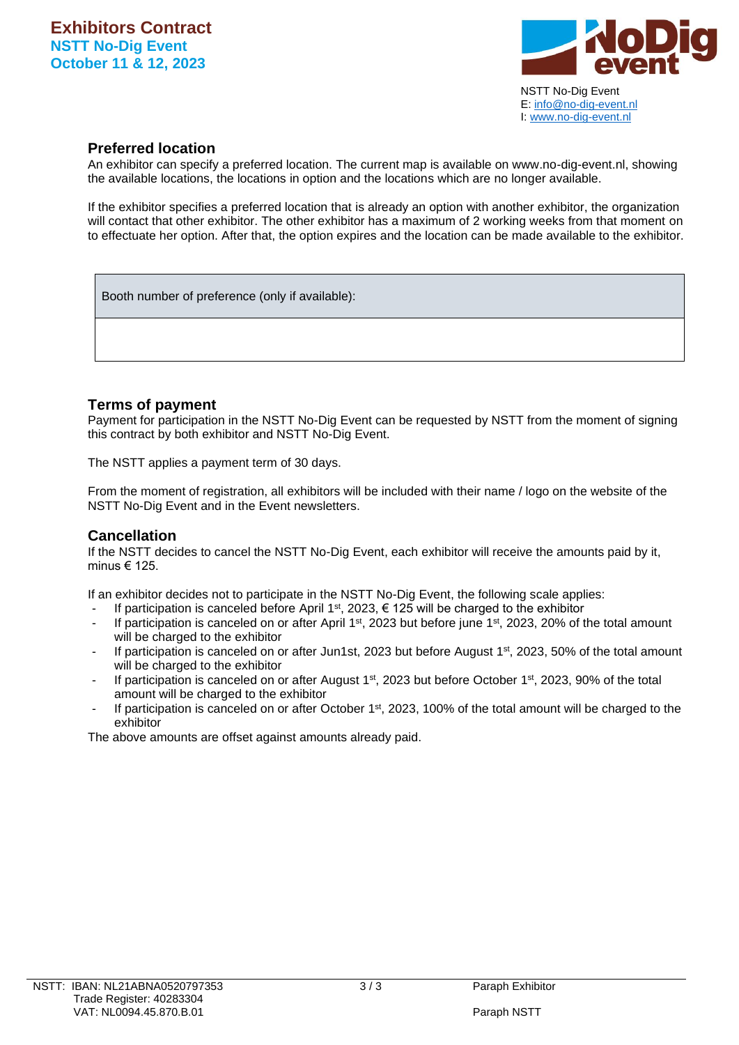# Exhibitors Contract
## NSTT No-Dig Event
## October 11 & 12, 2023

NSTT No-Dig Event
E: info@no-dig-event.nl
I: www.no-dig-event.nl

## Preferred location

An exhibitor can specify a preferred location. The current map is available on www.no-dig-event.nl, showing the available locations, the locations in option and the locations which are no longer available.

If the exhibitor specifies a preferred location that is already an option with another exhibitor, the organization will contact that other exhibitor. The other exhibitor has a maximum of 2 working weeks from that moment on to effectuate her option. After that, the option expires and the location can be made available to the exhibitor.

| Booth number of preference (only if available): |
| --- |
| |

## Terms of payment

Payment for participation in the NSTT No-Dig Event can be requested by NSTT from the moment of signing this contract by both exhibitor and NSTT No-Dig Event.

The NSTT applies a payment term of 30 days.

From the moment of registration, all exhibitors will be included with their name / logo on the website of the NSTT No-Dig Event and in the Event newsletters.

## Cancellation

If the NSTT decides to cancel the NSTT No-Dig Event, each exhibitor will receive the amounts paid by it, minus € 125.

If an exhibitor decides not to participate in the NSTT No-Dig Event, the following scale applies:

- If participation is canceled before April 1st, 2023, € 125 will be charged to the exhibitor
- If participation is canceled on or after April 1st, 2023 but before june 1st, 2023, 20% of the total amount will be charged to the exhibitor
- If participation is canceled on or after Jun1st, 2023 but before August 1st, 2023, 50% of the total amount will be charged to the exhibitor
- If participation is canceled on or after August 1st, 2023 but before October 1st, 2023, 90% of the total amount will be charged to the exhibitor
- If participation is canceled on or after October 1st, 2023, 100% of the total amount will be charged to the exhibitor

The above amounts are offset against amounts already paid.

NSTT: IBAN: NL21ABNA0520797353
Trade Register: 40283304
VAT: NL0094.45.870.B.01

Paraph Exhibitor

Paraph NSTT